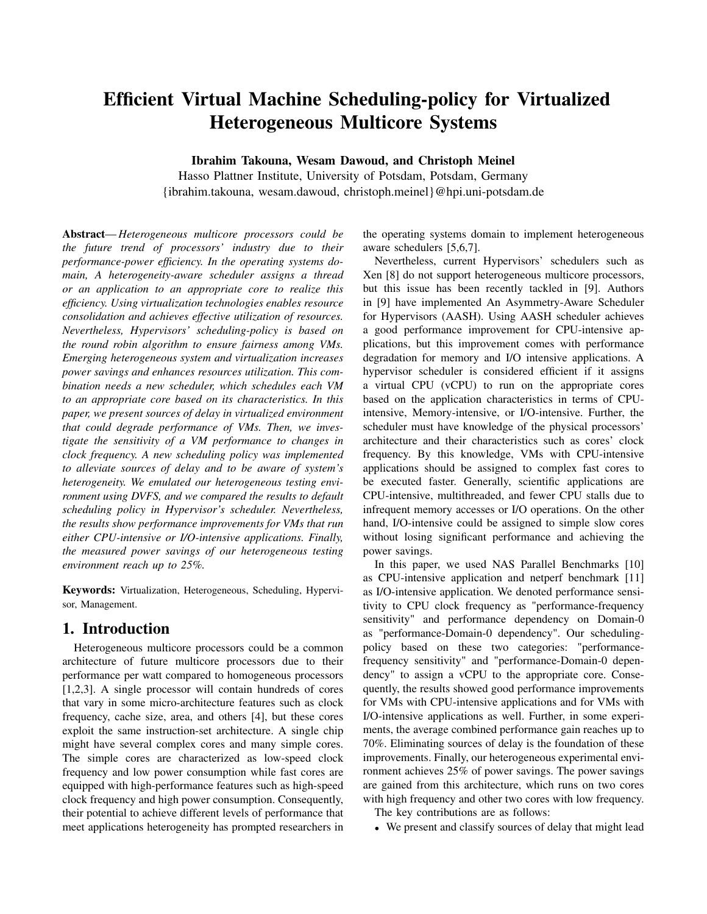# Efficient Virtual Machine Scheduling-policy for Virtualized Heterogeneous Multicore Systems

**Ibrahim Takouna, Wesam Dawoud, and Christoph Meinel**

Hasso Plattner Institute, University of Potsdam, Potsdam, Germany

{ibrahim.takouna, wesam.dawoud, christoph.meinel}@hpi.uni-potsdam.de

**Abstract**— *Heterogeneous multicore processors could be the future trend of processors' industry due to their performance-power efficiency. In the operating systems domain, A heterogeneity-aware scheduler assigns a thread or an application to an appropriate core to realize this efficiency. Using virtualization technologies enables resource consolidation and achieves effective utilization of resources. Nevertheless, Hypervisors' scheduling-policy is based on the round robin algorithm to ensure fairness among VMs. Emerging heterogeneous system and virtualization increases power savings and enhances resources utilization. This combination needs a new scheduler, which schedules each VM to an appropriate core based on its characteristics. In this paper, we present sources of delay in virtualized environment that could degrade performance of VMs. Then, we investigate the sensitivity of a VM performance to changes in clock frequency. A new scheduling policy was implemented to alleviate sources of delay and to be aware of system's heterogeneity. We emulated our heterogeneous testing environment using DVFS, and we compared the results to default scheduling policy in Hypervisor's scheduler. Nevertheless, the results show performance improvements for VMs that run either CPU-intensive or I/O-intensive applications. Finally, the measured power savings of our heterogeneous testing environment reach up to 25%.*

**Keywords:** Virtualization, Heterogeneous, Scheduling, Hypervisor, Management.

## 1. Introduction

Heterogeneous multicore processors could be a common architecture of future multicore processors due to their performance per watt compared to homogeneous processors [1,2,3]. A single processor will contain hundreds of cores that vary in some micro-architecture features such as clock frequency, cache size, area, and others [4], but these cores exploit the same instruction-set architecture. A single chip might have several complex cores and many simple cores. The simple cores are characterized as low-speed clock frequency and low power consumption while fast cores are equipped with high-performance features such as high-speed clock frequency and high power consumption. Consequently, their potential to achieve different levels of performance that meet applications heterogeneity has prompted researchers in the operating systems domain to implement heterogeneous aware schedulers [5,6,7].

Nevertheless, current Hypervisors' schedulers such as Xen [8] do not support heterogeneous multicore processors, but this issue has been recently tackled in [9]. Authors in [9] have implemented An Asymmetry-Aware Scheduler for Hypervisors (AASH). Using AASH scheduler achieves a good performance improvement for CPU-intensive applications, but this improvement comes with performance degradation for memory and I/O intensive applications. A hypervisor scheduler is considered efficient if it assigns a virtual CPU (vCPU) to run on the appropriate cores based on the application characteristics in terms of CPU-intensive, Memory-intensive, or I/O-intensive. Further, the scheduler must have knowledge of the physical processors' architecture and their characteristics such as cores' clock frequency. By this knowledge, VMs with CPU-intensive applications should be assigned to complex fast cores to be executed faster. Generally, scientific applications are CPU-intensive, multithreaded, and fewer CPU stalls due to infrequent memory accesses or I/O operations. On the other hand, I/O-intensive could be assigned to simple slow cores without losing significant performance and achieving the power savings.

In this paper, we used NAS Parallel Benchmarks [10] as CPU-intensive application and netperf benchmark [11] as I/O-intensive application. We denoted performance sensitivity to CPU clock frequency as "performance-frequency sensitivity" and performance dependency on Domain-0 as "performance-Domain-0 dependency". Our scheduling-policy based on these two categories: "performance-frequency sensitivity" and "performance-Domain-0 dependency" to assign a vCPU to the appropriate core. Consequently, the results showed good performance improvements for VMs with CPU-intensive applications and for VMs with I/O-intensive applications as well. Further, in some experiments, the average combined performance gain reaches up to 70%. Eliminating sources of delay is the foundation of these improvements. Finally, our heterogeneous experimental environment achieves 25% of power savings. The power savings are gained from this architecture, which runs on two cores with high frequency and other two cores with low frequency.

The key contributions are as follows:

- We present and classify sources of delay that might lead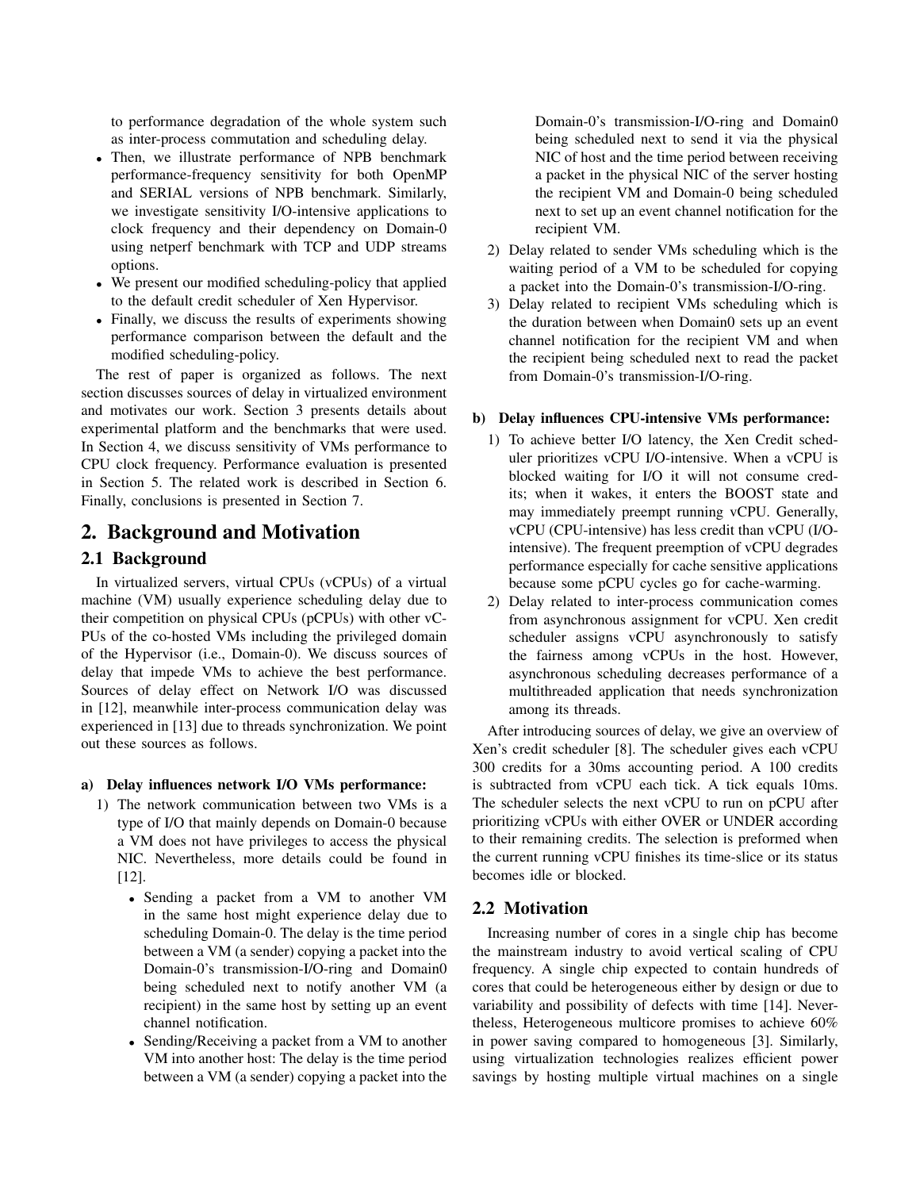to performance degradation of the whole system such as inter-process commutation and scheduling delay.

- Then, we illustrate performance of NPB benchmark performance-frequency sensitivity for both OpenMP and SERIAL versions of NPB benchmark. Similarly, we investigate sensitivity I/O-intensive applications to clock frequency and their dependency on Domain-0 using netperf benchmark with TCP and UDP streams options.
- We present our modified scheduling-policy that applied to the default credit scheduler of Xen Hypervisor.
- Finally, we discuss the results of experiments showing performance comparison between the default and the modified scheduling-policy.

The rest of paper is organized as follows. The next section discusses sources of delay in virtualized environment and motivates our work. Section 3 presents details about experimental platform and the benchmarks that were used. In Section 4, we discuss sensitivity of VMs performance to CPU clock frequency. Performance evaluation is presented in Section 5. The related work is described in Section 6. Finally, conclusions is presented in Section 7.

# 2. Background and Motivation

## 2.1 Background

In virtualized servers, virtual CPUs (vCPUs) of a virtual machine (VM) usually experience scheduling delay due to their competition on physical CPUs (pCPUs) with other vCPUs of the co-hosted VMs including the privileged domain of the Hypervisor (i.e., Domain-0). We discuss sources of delay that impede VMs to achieve the best performance. Sources of delay effect on Network I/O was discussed in [12], meanwhile inter-process communication delay was experienced in [13] due to threads synchronization. We point out these sources as follows.

**a) Delay influences network I/O VMs performance:**

1) The network communication between two VMs is a type of I/O that mainly depends on Domain-0 because a VM does not have privileges to access the physical NIC. Nevertheless, more details could be found in [12].
   - Sending a packet from a VM to another VM in the same host might experience delay due to scheduling Domain-0. The delay is the time period between a VM (a sender) copying a packet into the Domain-0's transmission-I/O-ring and Domain0 being scheduled next to notify another VM (a recipient) in the same host by setting up an event channel notification.
   - Sending/Receiving a packet from a VM to another VM into another host: The delay is the time period between a VM (a sender) copying a packet into the Domain-0's transmission-I/O-ring and Domain0 being scheduled next to send it via the physical NIC of host and the time period between receiving a packet in the physical NIC of the server hosting the recipient VM and Domain-0 being scheduled next to set up an event channel notification for the recipient VM.
2) Delay related to sender VMs scheduling which is the waiting period of a VM to be scheduled for copying a packet into the Domain-0's transmission-I/O-ring.
3) Delay related to recipient VMs scheduling which is the duration between when Domain0 sets up an event channel notification for the recipient VM and when the recipient being scheduled next to read the packet from Domain-0's transmission-I/O-ring.

**b) Delay influences CPU-intensive VMs performance:**

1) To achieve better I/O latency, the Xen Credit scheduler prioritizes vCPU I/O-intensive. When a vCPU is blocked waiting for I/O it will not consume credits; when it wakes, it enters the BOOST state and may immediately preempt running vCPU. Generally, vCPU (CPU-intensive) has less credit than vCPU (I/O-intensive). The frequent preemption of vCPU degrades performance especially for cache sensitive applications because some pCPU cycles go for cache-warming.
2) Delay related to inter-process communication comes from asynchronous assignment for vCPU. Xen credit scheduler assigns vCPU asynchronously to satisfy the fairness among vCPUs in the host. However, asynchronous scheduling decreases performance of a multithreaded application that needs synchronization among its threads.

After introducing sources of delay, we give an overview of Xen's credit scheduler [8]. The scheduler gives each vCPU 300 credits for a 30ms accounting period. A 100 credits is subtracted from vCPU each tick. A tick equals 10ms. The scheduler selects the next vCPU to run on pCPU after prioritizing vCPUs with either OVER or UNDER according to their remaining credits. The selection is preformed when the current running vCPU finishes its time-slice or its status becomes idle or blocked.

## 2.2 Motivation

Increasing number of cores in a single chip has become the mainstream industry to avoid vertical scaling of CPU frequency. A single chip expected to contain hundreds of cores that could be heterogeneous either by design or due to variability and possibility of defects with time [14]. Nevertheless, Heterogeneous multicore promises to achieve 60% in power saving compared to homogeneous [3]. Similarly, using virtualization technologies realizes efficient power savings by hosting multiple virtual machines on a single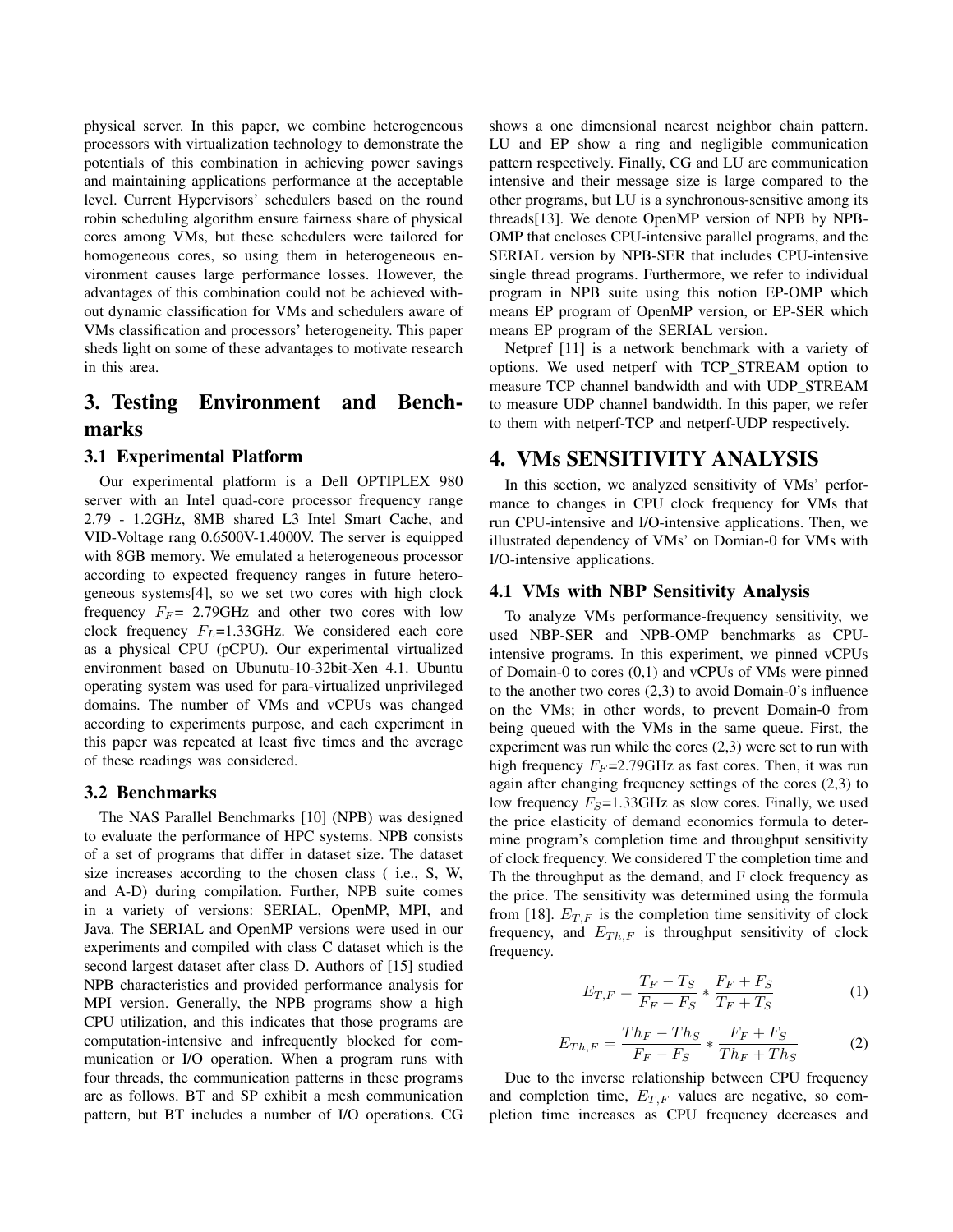physical server. In this paper, we combine heterogeneous processors with virtualization technology to demonstrate the potentials of this combination in achieving power savings and maintaining applications performance at the acceptable level. Current Hypervisors' schedulers based on the round robin scheduling algorithm ensure fairness share of physical cores among VMs, but these schedulers were tailored for homogeneous cores, so using them in heterogeneous environment causes large performance losses. However, the advantages of this combination could not be achieved without dynamic classification for VMs and schedulers aware of VMs classification and processors' heterogeneity. This paper sheds light on some of these advantages to motivate research in this area.

# 3. Testing Environment and Benchmarks

## 3.1 Experimental Platform

Our experimental platform is a Dell OPTIPLEX 980 server with an Intel quad-core processor frequency range 2.79 - 1.2GHz, 8MB shared L3 Intel Smart Cache, and VID-Voltage rang 0.6500V-1.4000V. The server is equipped with 8GB memory. We emulated a heterogeneous processor according to expected frequency ranges in future heterogeneous systems[4], so we set two cores with high clock frequency $F_F$= 2.79GHz and other two cores with low clock frequency $F_L$=1.33GHz. We considered each core as a physical CPU (pCPU). Our experimental virtualized environment based on Ubunutu-10-32bit-Xen 4.1. Ubuntu operating system was used for para-virtualized unprivileged domains. The number of VMs and vCPUs was changed according to experiments purpose, and each experiment in this paper was repeated at least five times and the average of these readings was considered.

## 3.2 Benchmarks

The NAS Parallel Benchmarks [10] (NPB) was designed to evaluate the performance of HPC systems. NPB consists of a set of programs that differ in dataset size. The dataset size increases according to the chosen class ( i.e., S, W, and A-D) during compilation. Further, NPB suite comes in a variety of versions: SERIAL, OpenMP, MPI, and Java. The SERIAL and OpenMP versions were used in our experiments and compiled with class C dataset which is the second largest dataset after class D. Authors of [15] studied NPB characteristics and provided performance analysis for MPI version. Generally, the NPB programs show a high CPU utilization, and this indicates that those programs are computation-intensive and infrequently blocked for communication or I/O operation. When a program runs with four threads, the communication patterns in these programs are as follows. BT and SP exhibit a mesh communication pattern, but BT includes a number of I/O operations. CG shows a one dimensional nearest neighbor chain pattern. LU and EP show a ring and negligible communication pattern respectively. Finally, CG and LU are communication intensive and their message size is large compared to the other programs, but LU is a synchronous-sensitive among its threads[13]. We denote OpenMP version of NPB by NPB-OMP that encloses CPU-intensive parallel programs, and the SERIAL version by NPB-SER that includes CPU-intensive single thread programs. Furthermore, we refer to individual program in NPB suite using this notion EP-OMP which means EP program of OpenMP version, or EP-SER which means EP program of the SERIAL version.

Netpref [11] is a network benchmark with a variety of options. We used netperf with TCP_STREAM option to measure TCP channel bandwidth and with UDP_STREAM to measure UDP channel bandwidth. In this paper, we refer to them with netperf-TCP and netperf-UDP respectively.

# 4. VMs SENSITIVITY ANALYSIS

In this section, we analyzed sensitivity of VMs' performance to changes in CPU clock frequency for VMs that run CPU-intensive and I/O-intensive applications. Then, we illustrated dependency of VMs' on Domian-0 for VMs with I/O-intensive applications.

## 4.1 VMs with NBP Sensitivity Analysis

To analyze VMs performance-frequency sensitivity, we used NBP-SER and NPB-OMP benchmarks as CPU-intensive programs. In this experiment, we pinned vCPUs of Domain-0 to cores (0,1) and vCPUs of VMs were pinned to the another two cores (2,3) to avoid Domain-0's influence on the VMs; in other words, to prevent Domain-0 from being queued with the VMs in the same queue. First, the experiment was run while the cores (2,3) were set to run with high frequency $F_F$=2.79GHz as fast cores. Then, it was run again after changing frequency settings of the cores (2,3) to low frequency $F_S$=1.33GHz as slow cores. Finally, we used the price elasticity of demand economics formula to determine program's completion time and throughput sensitivity of clock frequency. We considered T the completion time and Th the throughput as the demand, and F clock frequency as the price. The sensitivity was determined using the formula from [18]. $E_{T,F}$ is the completion time sensitivity of clock frequency, and $E_{Th,F}$ is throughput sensitivity of clock frequency.

$$E_{T,F} = \frac{T_F - T_S}{F_F - F_S} * \frac{F_F + F_S}{T_F + T_S} \quad (1)$$

$$E_{Th,F} = \frac{Th_F - Th_S}{F_F - F_S} * \frac{F_F + F_S}{Th_F + Th_S} \quad (2)$$

Due to the inverse relationship between CPU frequency and completion time, $E_{T,F}$ values are negative, so completion time increases as CPU frequency decreases and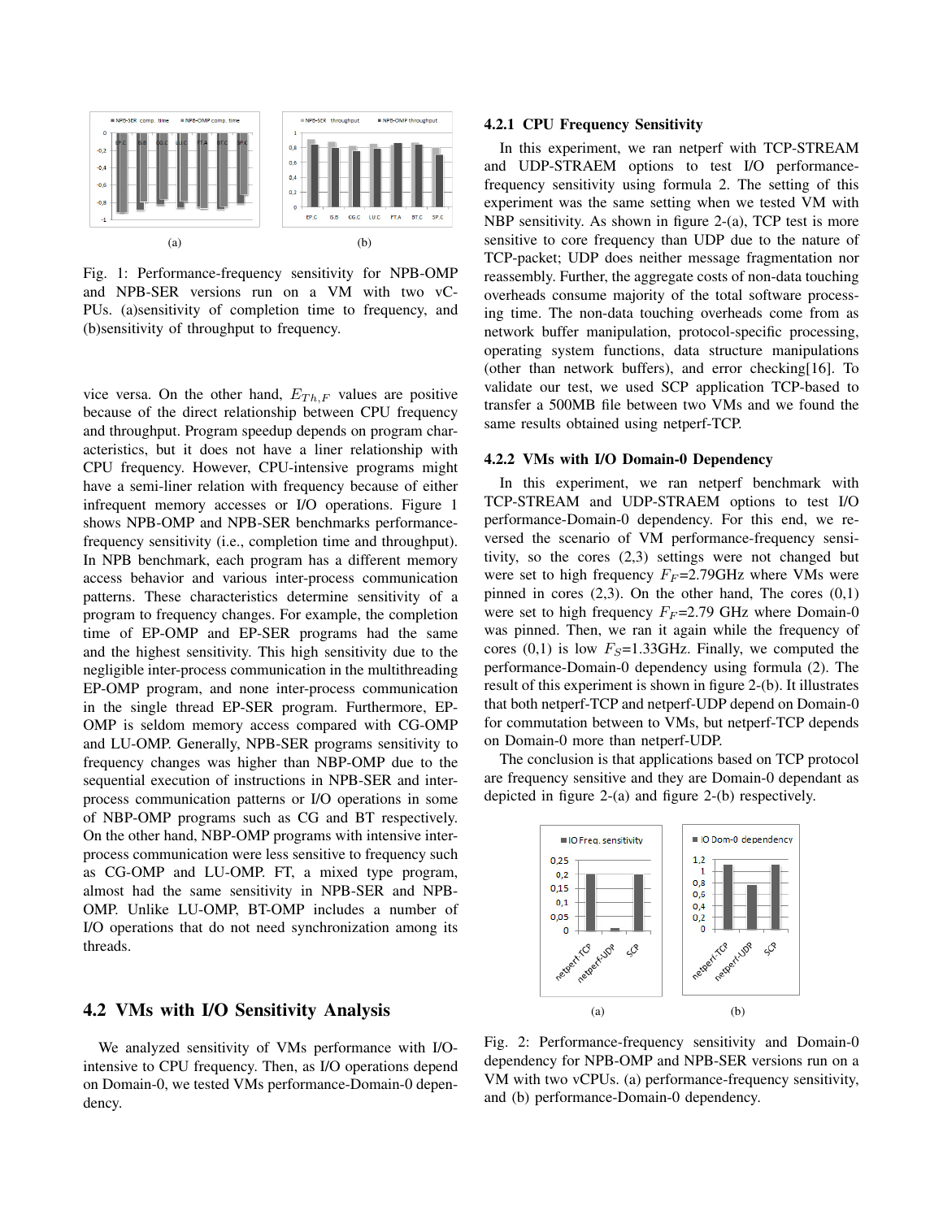(a) (b)

Fig. 1: Performance-frequency sensitivity for NPB-OMP and NPB-SER versions run on a VM with two vC-PUs. (a)sensitivity of completion time to frequency, and (b)sensitivity of throughput to frequency.

vice versa. On the other hand, $E_{Th,F}$ values are positive because of the direct relationship between CPU frequency and throughput. Program speedup depends on program characteristics, but it does not have a liner relationship with CPU frequency. However, CPU-intensive programs might have a semi-liner relation with frequency because of either infrequent memory accesses or I/O operations. Figure 1 shows NPB-OMP and NPB-SER benchmarks performance-frequency sensitivity (i.e., completion time and throughput). In NPB benchmark, each program has a different memory access behavior and various inter-process communication patterns. These characteristics determine sensitivity of a program to frequency changes. For example, the completion time of EP-OMP and EP-SER programs had the same and the highest sensitivity. This high sensitivity due to the negligible inter-process communication in the multithreading EP-OMP program, and none inter-process communication in the single thread EP-SER program. Furthermore, EP-OMP is seldom memory access compared with CG-OMP and LU-OMP. Generally, NPB-SER programs sensitivity to frequency changes was higher than NBP-OMP due to the sequential execution of instructions in NPB-SER and inter-process communication patterns or I/O operations in some of NBP-OMP programs such as CG and BT respectively. On the other hand, NBP-OMP programs with intensive inter-process communication were less sensitive to frequency such as CG-OMP and LU-OMP. FT, a mixed type program, almost had the same sensitivity in NPB-SER and NPB-OMP. Unlike LU-OMP, BT-OMP includes a number of I/O operations that do not need synchronization among its threads.

## 4.2 VMs with I/O Sensitivity Analysis

We analyzed sensitivity of VMs performance with I/O-intensive to CPU frequency. Then, as I/O operations depend on Domain-0, we tested VMs performance-Domain-0 dependency.

### 4.2.1 CPU Frequency Sensitivity

In this experiment, we ran netperf with TCP-STREAM and UDP-STRAEM options to test I/O performance-frequency sensitivity using formula 2. The setting of this experiment was the same setting when we tested VM with NBP sensitivity. As shown in figure 2-(a), TCP test is more sensitive to core frequency than UDP due to the nature of TCP-packet; UDP does neither message fragmentation nor reassembly. Further, the aggregate costs of non-data touching overheads consume majority of the total software processing time. The non-data touching overheads come from as network buffer manipulation, protocol-specific processing, operating system functions, data structure manipulations (other than network buffers), and error checking[16]. To validate our test, we used SCP application TCP-based to transfer a 500MB file between two VMs and we found the same results obtained using netperf-TCP.

### 4.2.2 VMs with I/O Domain-0 Dependency

In this experiment, we ran netperf benchmark with TCP-STREAM and UDP-STRAEM options to test I/O performance-Domain-0 dependency. For this end, we reversed the scenario of VM performance-frequency sensitivity, so the cores (2,3) settings were not changed but were set to high frequency $F_F$=2.79GHz where VMs were pinned in cores (2,3). On the other hand, The cores (0,1) were set to high frequency $F_F$=2.79 GHz where Domain-0 was pinned. Then, we ran it again while the frequency of cores (0,1) is low $F_S$=1.33GHz. Finally, we computed the performance-Domain-0 dependency using formula (2). The result of this experiment is shown in figure 2-(b). It illustrates that both netperf-TCP and netperf-UDP depend on Domain-0 for commutation between to VMs, but netperf-TCP depends on Domain-0 more than netperf-UDP.

The conclusion is that applications based on TCP protocol are frequency sensitive and they are Domain-0 dependant as depicted in figure 2-(a) and figure 2-(b) respectively.

(a) (b)

Fig. 2: Performance-frequency sensitivity and Domain-0 dependency for NPB-OMP and NPB-SER versions run on a VM with two vCPUs. (a) performance-frequency sensitivity, and (b) performance-Domain-0 dependency.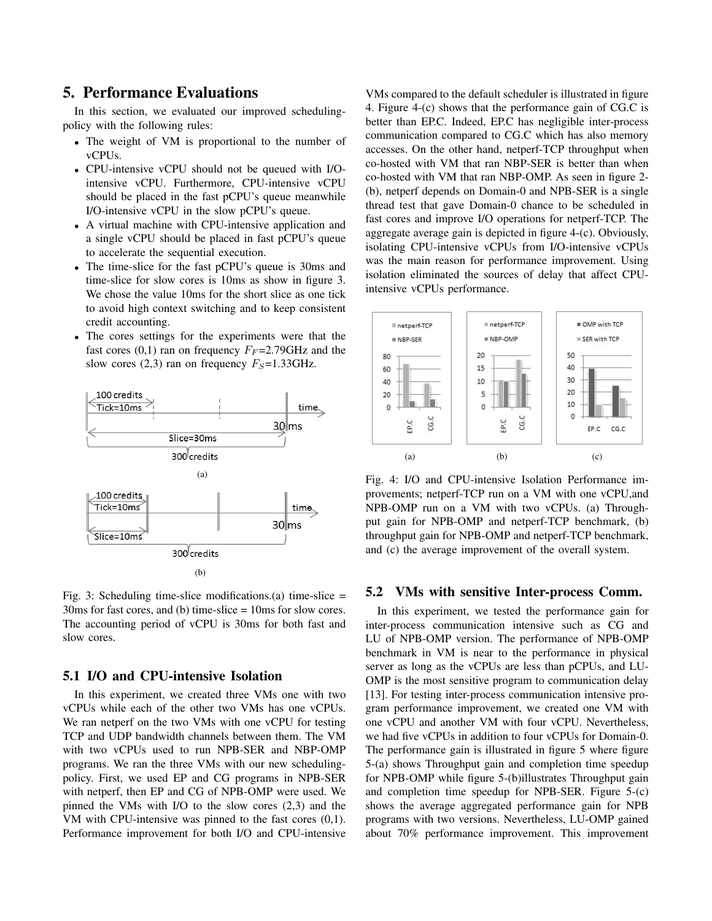## 5. Performance Evaluations

In this section, we evaluated our improved scheduling-policy with the following rules:

- The weight of VM is proportional to the number of vCPUs.
- CPU-intensive vCPU should not be queued with I/O-intensive vCPU. Furthermore, CPU-intensive vCPU should be placed in the fast pCPU's queue meanwhile I/O-intensive vCPU in the slow pCPU's queue.
- A virtual machine with CPU-intensive application and a single vCPU should be placed in fast pCPU's queue to accelerate the sequential execution.
- The time-slice for the fast pCPU's queue is 30ms and time-slice for slow cores is 10ms as show in figure 3. We chose the value 10ms for the short slice as one tick to avoid high context switching and to keep consistent credit accounting.
- The cores settings for the experiments were that the fast cores (0,1) ran on frequency $F_F$=2.79GHz and the slow cores (2,3) ran on frequency $F_S$=1.33GHz.

Fig. 3: Scheduling time-slice modifications.(a) time-slice = 30ms for fast cores, and (b) time-slice = 10ms for slow cores. The accounting period of vCPU is 30ms for both fast and slow cores.

### 5.1 I/O and CPU-intensive Isolation

In this experiment, we created three VMs one with two vCPUs while each of the other two VMs has one vCPUs. We ran netperf on the two VMs with one vCPU for testing TCP and UDP bandwidth channels between them. The VM with two vCPUs used to run NPB-SER and NBP-OMP programs. We ran the three VMs with our new scheduling-policy. First, we used EP and CG programs in NPB-SER with netperf, then EP and CG of NPB-OMP were used. We pinned the VMs with I/O to the slow cores (2,3) and the VM with CPU-intensive was pinned to the fast cores (0,1). Performance improvement for both I/O and CPU-intensive VMs compared to the default scheduler is illustrated in figure 4. Figure 4-(c) shows that the performance gain of CG.C is better than EP.C. Indeed, EP.C has negligible inter-process communication compared to CG.C which has also memory accesses. On the other hand, netperf-TCP throughput when co-hosted with VM that ran NBP-SER is better than when co-hosted with VM that ran NBP-OMP. As seen in figure 2-(b), netperf depends on Domain-0 and NPB-SER is a single thread test that gave Domain-0 chance to be scheduled in fast cores and improve I/O operations for netperf-TCP. The aggregate average gain is depicted in figure 4-(c). Obviously, isolating CPU-intensive vCPUs from I/O-intensive vCPUs was the main reason for performance improvement. Using isolation eliminated the sources of delay that affect CPU-intensive vCPUs performance.

Fig. 4: I/O and CPU-intensive Isolation Performance improvements; netperf-TCP run on a VM with one vCPU,and NPB-OMP run on a VM with two vCPUs. (a) Throughput gain for NPB-OMP and netperf-TCP benchmark, (b) throughput gain for NPB-OMP and netperf-TCP benchmark, and (c) the average improvement of the overall system.

### 5.2 VMs with sensitive Inter-process Comm.

In this experiment, we tested the performance gain for inter-process communication intensive such as CG and LU of NPB-OMP version. The performance of NPB-OMP benchmark in VM is near to the performance in physical server as long as the vCPUs are less than pCPUs, and LU-OMP is the most sensitive program to communication delay [13]. For testing inter-process communication intensive program performance improvement, we created one VM with one vCPU and another VM with four vCPU. Nevertheless, we had five vCPUs in addition to four vCPUs for Domain-0. The performance gain is illustrated in figure 5 where figure 5-(a) shows Throughput gain and completion time speedup for NPB-OMP while figure 5-(b)illustrates Throughput gain and completion time speedup for NPB-SER. Figure 5-(c) shows the average aggregated performance gain for NPB programs with two versions. Nevertheless, LU-OMP gained about 70% performance improvement. This improvement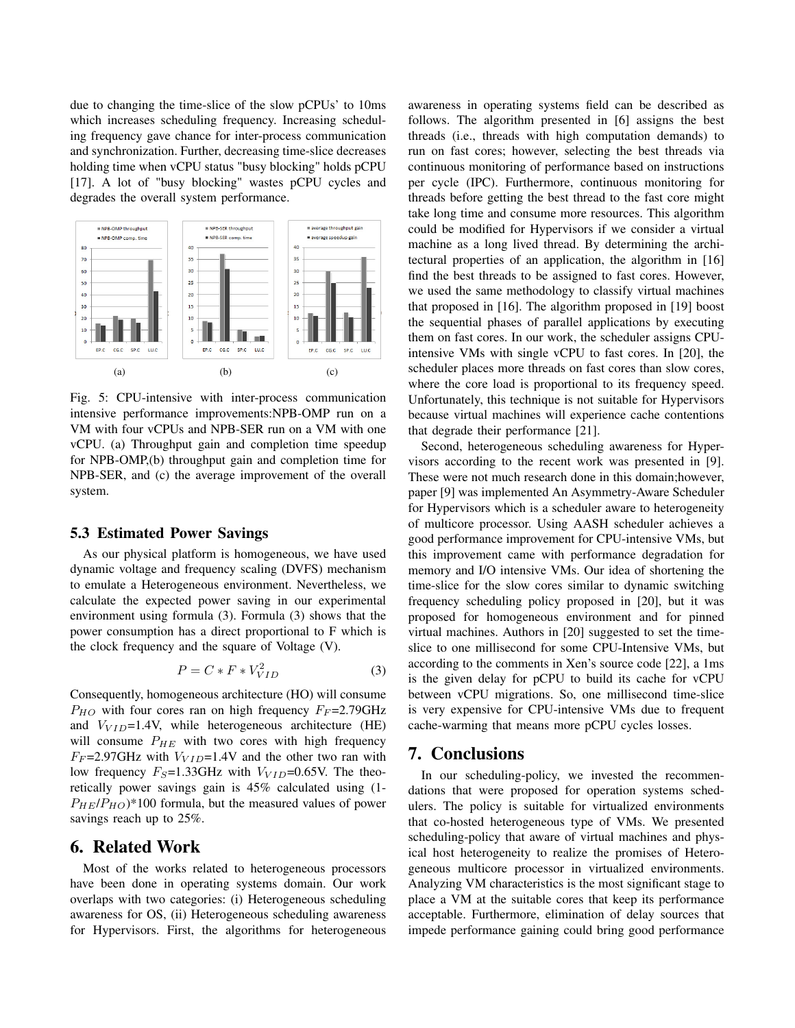due to changing the time-slice of the slow pCPUs' to 10ms which increases scheduling frequency. Increasing scheduling frequency gave chance for inter-process communication and synchronization. Further, decreasing time-slice decreases holding time when vCPU status "busy blocking" holds pCPU [17]. A lot of "busy blocking" wastes pCPU cycles and degrades the overall system performance.

(a) (b) (c)

Fig. 5: CPU-intensive with inter-process communication intensive performance improvements:NPB-OMP run on a VM with four vCPUs and NPB-SER run on a VM with one vCPU. (a) Throughput gain and completion time speedup for NPB-OMP,(b) throughput gain and completion time for NPB-SER, and (c) the average improvement of the overall system.

### 5.3 Estimated Power Savings

As our physical platform is homogeneous, we have used dynamic voltage and frequency scaling (DVFS) mechanism to emulate a Heterogeneous environment. Nevertheless, we calculate the expected power saving in our experimental environment using formula (3). Formula (3) shows that the power consumption has a direct proportional to F which is the clock frequency and the square of Voltage (V).

$$P = C * F * V_{VID}^2 \tag{3}$$

Consequently, homogeneous architecture (HO) will consume $P_{HO}$ with four cores ran on high frequency $F_F$=2.79GHz and $V_{VID}$=1.4V, while heterogeneous architecture (HE) will consume $P_{HE}$ with two cores with high frequency $F_F$=2.97GHz with $V_{VID}$=1.4V and the other two ran with low frequency $F_S$=1.33GHz with $V_{VID}$=0.65V. The theoretically power savings gain is 45% calculated using (1-$P_{HE}$/$P_{HO}$)*100 formula, but the measured values of power savings reach up to 25%.

## 6. Related Work

Most of the works related to heterogeneous processors have been done in operating systems domain. Our work overlaps with two categories: (i) Heterogeneous scheduling awareness for OS, (ii) Heterogeneous scheduling awareness for Hypervisors. First, the algorithms for heterogeneous awareness in operating systems field can be described as follows. The algorithm presented in [6] assigns the best threads (i.e., threads with high computation demands) to run on fast cores; however, selecting the best threads via continuous monitoring of performance based on instructions per cycle (IPC). Furthermore, continuous monitoring for threads before getting the best thread to the fast core might take long time and consume more resources. This algorithm could be modified for Hypervisors if we consider a virtual machine as a long lived thread. By determining the architectural properties of an application, the algorithm in [16] find the best threads to be assigned to fast cores. However, we used the same methodology to classify virtual machines that proposed in [16]. The algorithm proposed in [19] boost the sequential phases of parallel applications by executing them on fast cores. In our work, the scheduler assigns CPU-intensive VMs with single vCPU to fast cores. In [20], the scheduler places more threads on fast cores than slow cores, where the core load is proportional to its frequency speed. Unfortunately, this technique is not suitable for Hypervisors because virtual machines will experience cache contentions that degrade their performance [21].

Second, heterogeneous scheduling awareness for Hypervisors according to the recent work was presented in [9]. These were not much research done in this domain;however, paper [9] was implemented An Asymmetry-Aware Scheduler for Hypervisors which is a scheduler aware to heterogeneity of multicore processor. Using AASH scheduler achieves a good performance improvement for CPU-intensive VMs, but this improvement came with performance degradation for memory and I/O intensive VMs. Our idea of shortening the time-slice for the slow cores similar to dynamic switching frequency scheduling policy proposed in [20], but it was proposed for homogeneous environment and for pinned virtual machines. Authors in [20] suggested to set the time-slice to one millisecond for some CPU-Intensive VMs, but according to the comments in Xen's source code [22], a 1ms is the given delay for pCPU to build its cache for vCPU between vCPU migrations. So, one millisecond time-slice is very expensive for CPU-intensive VMs due to frequent cache-warming that means more pCPU cycles losses.

## 7. Conclusions

In our scheduling-policy, we invested the recommendations that were proposed for operation systems schedulers. The policy is suitable for virtualized environments that co-hosted heterogeneous type of VMs. We presented scheduling-policy that aware of virtual machines and physical host heterogeneity to realize the promises of Heterogeneous multicore processor in virtualized environments. Analyzing VM characteristics is the most significant stage to place a VM at the suitable cores that keep its performance acceptable. Furthermore, elimination of delay sources that impede performance gaining could bring good performance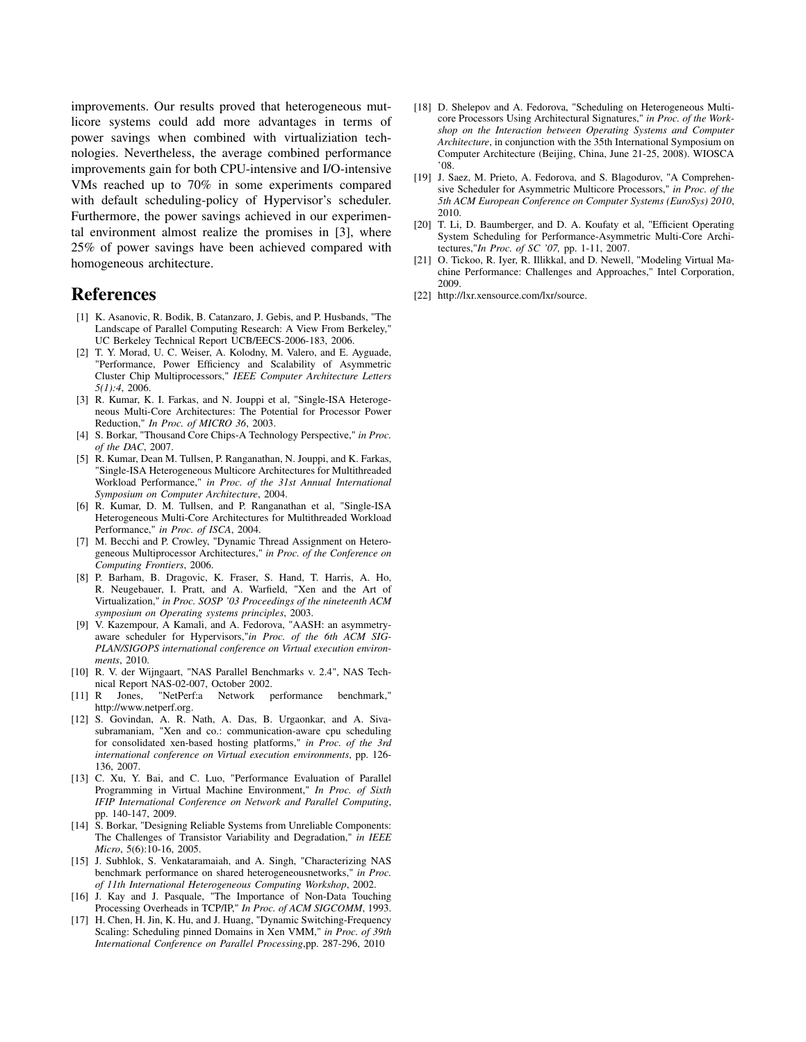improvements. Our results proved that heterogeneous mutlicore systems could add more advantages in terms of power savings when combined with virtualiziation technologies. Nevertheless, the average combined performance improvements gain for both CPU-intensive and I/O-intensive VMs reached up to 70% in some experiments compared with default scheduling-policy of Hypervisor's scheduler. Furthermore, the power savings achieved in our experimental environment almost realize the promises in [3], where 25% of power savings have been achieved compared with homogeneous architecture.

## References

[1] K. Asanovic, R. Bodik, B. Catanzaro, J. Gebis, and P. Husbands, "The Landscape of Parallel Computing Research: A View From Berkeley," UC Berkeley Technical Report UCB/EECS-2006-183, 2006.

[2] T. Y. Morad, U. C. Weiser, A. Kolodny, M. Valero, and E. Ayguade, "Performance, Power Efficiency and Scalability of Asymmetric Cluster Chip Multiprocessors," *IEEE Computer Architecture Letters 5(1):4*, 2006.

[3] R. Kumar, K. I. Farkas, and N. Jouppi et al, "Single-ISA Heterogeneous Multi-Core Architectures: The Potential for Processor Power Reduction," *In Proc. of MICRO 36*, 2003.

[4] S. Borkar, "Thousand Core Chips-A Technology Perspective," *in Proc. of the DAC*, 2007.

[5] R. Kumar, Dean M. Tullsen, P. Ranganathan, N. Jouppi, and K. Farkas, "Single-ISA Heterogeneous Multicore Architectures for Multithreaded Workload Performance," *in Proc. of the 31st Annual International Symposium on Computer Architecture*, 2004.

[6] R. Kumar, D. M. Tullsen, and P. Ranganathan et al, "Single-ISA Heterogeneous Multi-Core Architectures for Multithreaded Workload Performance," *in Proc. of ISCA*, 2004.

[7] M. Becchi and P. Crowley, "Dynamic Thread Assignment on Heterogeneous Multiprocessor Architectures," *in Proc. of the Conference on Computing Frontiers*, 2006.

[8] P. Barham, B. Dragovic, K. Fraser, S. Hand, T. Harris, A. Ho, R. Neugebauer, I. Pratt, and A. Warfield, "Xen and the Art of Virtualization," *in Proc. SOSP '03 Proceedings of the nineteenth ACM symposium on Operating systems principles*, 2003.

[9] V. Kazempour, A Kamali, and A. Fedorova, "AASH: an asymmetry-aware scheduler for Hypervisors,"*in Proc. of the 6th ACM SIGPLAN/SIGOPS international conference on Virtual execution environments*, 2010.

[10] R. V. der Wijngaart, "NAS Parallel Benchmarks v. 2.4", NAS Technical Report NAS-02-007, October 2002.

[11] R Jones, "NetPerf:a Network performance benchmark," http://www.netperf.org.

[12] S. Govindan, A. R. Nath, A. Das, B. Urgaonkar, and A. Sivasubramaniam, "Xen and co.: communication-aware cpu scheduling for consolidated xen-based hosting platforms," *in Proc. of the 3rd international conference on Virtual execution environments*, pp. 126-136, 2007.

[13] C. Xu, Y. Bai, and C. Luo, "Performance Evaluation of Parallel Programming in Virtual Machine Environment," *In Proc. of Sixth IFIP International Conference on Network and Parallel Computing*, pp. 140-147, 2009.

[14] S. Borkar, "Designing Reliable Systems from Unreliable Components: The Challenges of Transistor Variability and Degradation," *in IEEE Micro*, 5(6):10-16, 2005.

[15] J. Subhlok, S. Venkataramaiah, and A. Singh, "Characterizing NAS benchmark performance on shared heterogeneousnetworks," *in Proc. of 11th International Heterogeneous Computing Workshop*, 2002.

[16] J. Kay and J. Pasquale, "The Importance of Non-Data Touching Processing Overheads in TCP/IP," *In Proc. of ACM SIGCOMM*, 1993.

[17] H. Chen, H. Jin, K. Hu, and J. Huang, "Dynamic Switching-Frequency Scaling: Scheduling pinned Domains in Xen VMM," *in Proc. of 39th International Conference on Parallel Processing*,pp. 287-296, 2010

[18] D. Shelepov and A. Fedorova, "Scheduling on Heterogeneous Multicore Processors Using Architectural Signatures," *in Proc. of the Workshop on the Interaction between Operating Systems and Computer Architecture*, in conjunction with the 35th International Symposium on Computer Architecture (Beijing, China, June 21-25, 2008). WIOSCA '08.

[19] J. Saez, M. Prieto, A. Fedorova, and S. Blagodurov, "A Comprehensive Scheduler for Asymmetric Multicore Processors," *in Proc. of the 5th ACM European Conference on Computer Systems (EuroSys) 2010*, 2010.

[20] T. Li, D. Baumberger, and D. A. Koufaty et al, "Efficient Operating System Scheduling for Performance-Asymmetric Multi-Core Architectures,"*In Proc. of SC '07,* pp. 1-11, 2007.

[21] O. Tickoo, R. Iyer, R. Illikkal, and D. Newell, "Modeling Virtual Machine Performance: Challenges and Approaches," Intel Corporation, 2009.

[22] http://lxr.xensource.com/lxr/source.